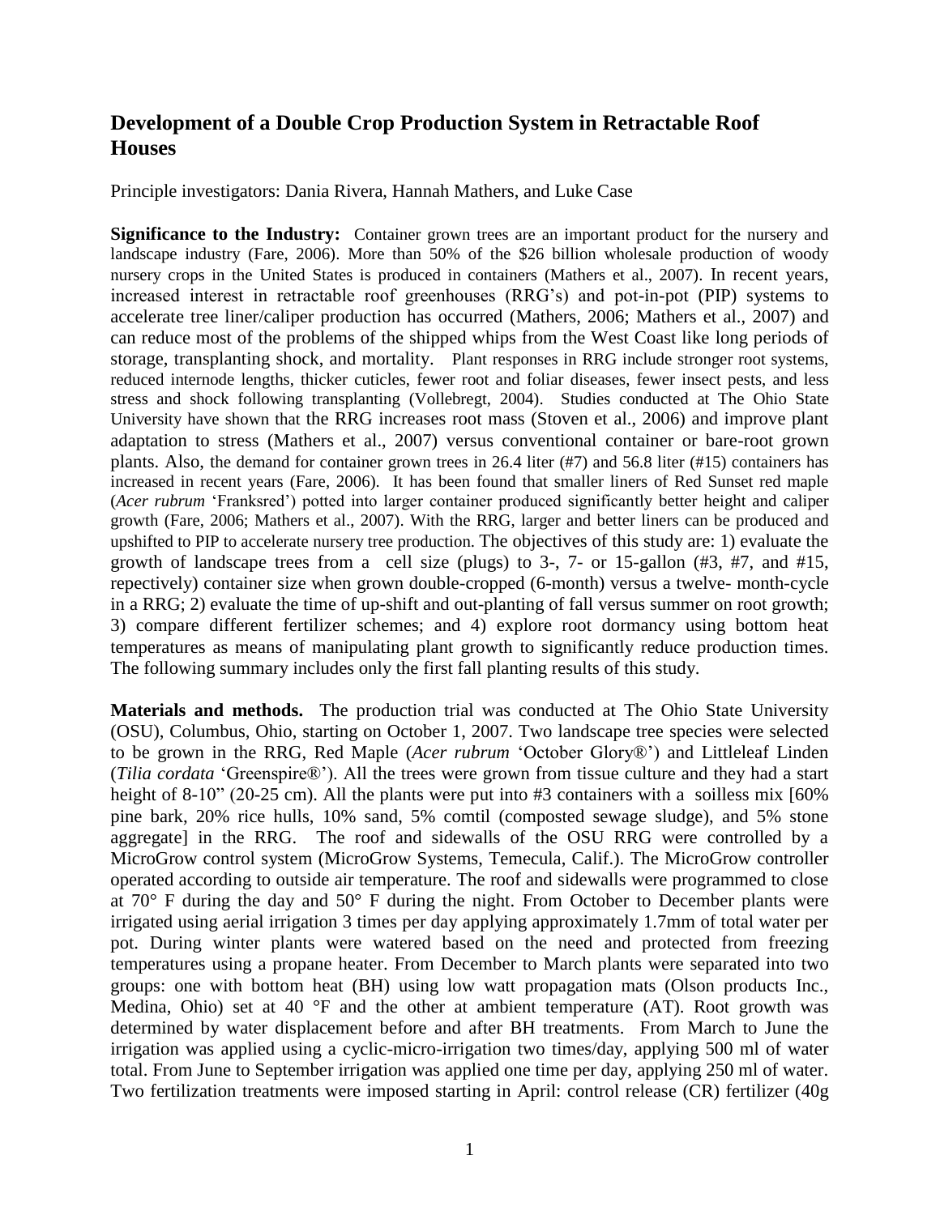# Development of a Double Crop Production System in Retractable Roof Houses

Principle investigators: Dania Rivera, Hannah Mathers, and Luke Case

**Significance to the Industry:** Container grown trees are an important product for the nursery and landscape industry (Fare, 2006). More than 50% of the $26 billion wholesale production of woody nursery crops in the United States is produced in containers (Mathers et al., 2007). In recent years, increased interest in retractable roof greenhouses (RRG's) and pot-in-pot (PIP) systems to accelerate tree liner/caliper production has occurred (Mathers, 2006; Mathers et al., 2007) and can reduce most of the problems of the shipped whips from the West Coast like long periods of storage, transplanting shock, and mortality. Plant responses in RRG include stronger root systems, reduced internode lengths, thicker cuticles, fewer root and foliar diseases, fewer insect pests, and less stress and shock following transplanting (Vollebregt, 2004). Studies conducted at The Ohio State University have shown that the RRG increases root mass (Stoven et al., 2006) and improve plant adaptation to stress (Mathers et al., 2007) versus conventional container or bare-root grown plants. Also, the demand for container grown trees in 26.4 liter (#7) and 56.8 liter (#15) containers has increased in recent years (Fare, 2006). It has been found that smaller liners of Red Sunset red maple (*Acer rubrum* 'Franksred') potted into larger container produced significantly better height and caliper growth (Fare, 2006; Mathers et al., 2007). With the RRG, larger and better liners can be produced and upshifted to PIP to accelerate nursery tree production. The objectives of this study are: 1) evaluate the growth of landscape trees from a cell size (plugs) to 3-, 7- or 15-gallon (#3, #7, and #15, repectively) container size when grown double-cropped (6-month) versus a twelve- month-cycle in a RRG; 2) evaluate the time of up-shift and out-planting of fall versus summer on root growth; 3) compare different fertilizer schemes; and 4) explore root dormancy using bottom heat temperatures as means of manipulating plant growth to significantly reduce production times. The following summary includes only the first fall planting results of this study.

**Materials and methods.** The production trial was conducted at The Ohio State University (OSU), Columbus, Ohio, starting on October 1, 2007. Two landscape tree species were selected to be grown in the RRG, Red Maple (*Acer rubrum* 'October Glory®') and Littleleaf Linden (*Tilia cordata* 'Greenspire®'). All the trees were grown from tissue culture and they had a start height of 8-10" (20-25 cm). All the plants were put into #3 containers with a soilless mix [60% pine bark, 20% rice hulls, 10% sand, 5% comtil (composted sewage sludge), and 5% stone aggregate] in the RRG. The roof and sidewalls of the OSU RRG were controlled by a MicroGrow control system (MicroGrow Systems, Temecula, Calif.). The MicroGrow controller operated according to outside air temperature. The roof and sidewalls were programmed to close at 70° F during the day and 50° F during the night. From October to December plants were irrigated using aerial irrigation 3 times per day applying approximately 1.7mm of total water per pot. During winter plants were watered based on the need and protected from freezing temperatures using a propane heater. From December to March plants were separated into two groups: one with bottom heat (BH) using low watt propagation mats (Olson products Inc., Medina, Ohio) set at 40 °F and the other at ambient temperature (AT). Root growth was determined by water displacement before and after BH treatments. From March to June the irrigation was applied using a cyclic-micro-irrigation two times/day, applying 500 ml of water total. From June to September irrigation was applied one time per day, applying 250 ml of water. Two fertilization treatments were imposed starting in April: control release (CR) fertilizer (40g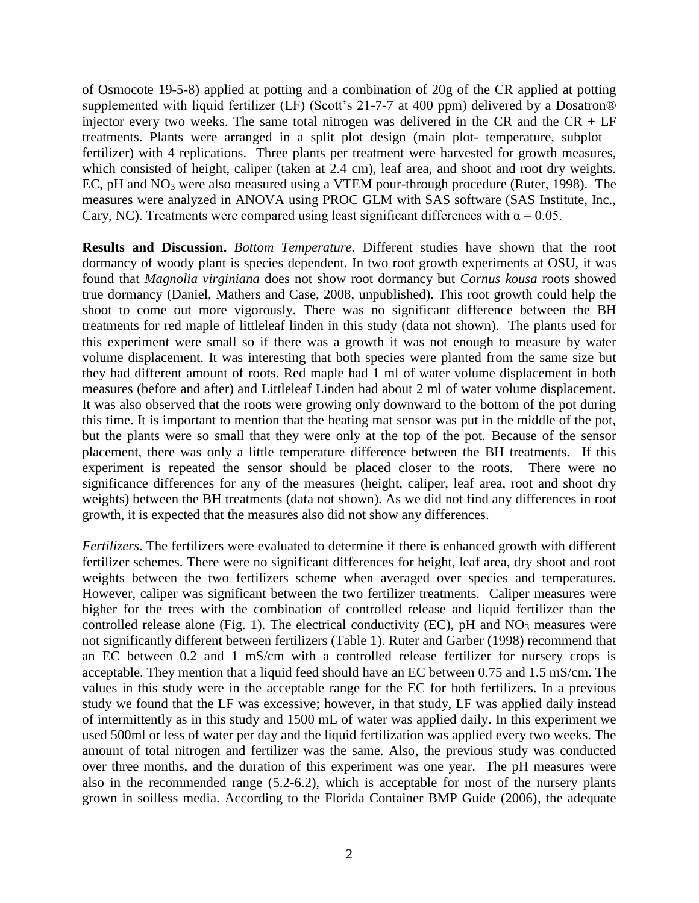of Osmocote 19-5-8) applied at potting and a combination of 20g of the CR applied at potting supplemented with liquid fertilizer (LF) (Scott's 21-7-7 at 400 ppm) delivered by a Dosatron® injector every two weeks. The same total nitrogen was delivered in the CR and the CR + LF treatments. Plants were arranged in a split plot design (main plot- temperature, subplot – fertilizer) with 4 replications. Three plants per treatment were harvested for growth measures, which consisted of height, caliper (taken at 2.4 cm), leaf area, and shoot and root dry weights. EC, pH and $NO_3$ were also measured using a VTEM pour-through procedure (Ruter, 1998). The measures were analyzed in ANOVA using PROC GLM with SAS software (SAS Institute, Inc., Cary, NC). Treatments were compared using least significant differences with $\alpha = 0.05$.

**Results and Discussion.** *Bottom Temperature.* Different studies have shown that the root dormancy of woody plant is species dependent. In two root growth experiments at OSU, it was found that *Magnolia virginiana* does not show root dormancy but *Cornus kousa* roots showed true dormancy (Daniel, Mathers and Case, 2008, unpublished). This root growth could help the shoot to come out more vigorously. There was no significant difference between the BH treatments for red maple of littleleaf linden in this study (data not shown). The plants used for this experiment were small so if there was a growth it was not enough to measure by water volume displacement. It was interesting that both species were planted from the same size but they had different amount of roots. Red maple had 1 ml of water volume displacement in both measures (before and after) and Littleleaf Linden had about 2 ml of water volume displacement. It was also observed that the roots were growing only downward to the bottom of the pot during this time. It is important to mention that the heating mat sensor was put in the middle of the pot, but the plants were so small that they were only at the top of the pot. Because of the sensor placement, there was only a little temperature difference between the BH treatments. If this experiment is repeated the sensor should be placed closer to the roots. There were no significance differences for any of the measures (height, caliper, leaf area, root and shoot dry weights) between the BH treatments (data not shown). As we did not find any differences in root growth, it is expected that the measures also did not show any differences.

*Fertilizers*. The fertilizers were evaluated to determine if there is enhanced growth with different fertilizer schemes. There were no significant differences for height, leaf area, dry shoot and root weights between the two fertilizers scheme when averaged over species and temperatures. However, caliper was significant between the two fertilizer treatments. Caliper measures were higher for the trees with the combination of controlled release and liquid fertilizer than the controlled release alone (Fig. 1). The electrical conductivity (EC), pH and $NO_3$ measures were not significantly different between fertilizers (Table 1). Ruter and Garber (1998) recommend that an EC between 0.2 and 1 mS/cm with a controlled release fertilizer for nursery crops is acceptable. They mention that a liquid feed should have an EC between 0.75 and 1.5 mS/cm. The values in this study were in the acceptable range for the EC for both fertilizers. In a previous study we found that the LF was excessive; however, in that study, LF was applied daily instead of intermittently as in this study and 1500 mL of water was applied daily. In this experiment we used 500ml or less of water per day and the liquid fertilization was applied every two weeks. The amount of total nitrogen and fertilizer was the same. Also, the previous study was conducted over three months, and the duration of this experiment was one year. The pH measures were also in the recommended range (5.2-6.2), which is acceptable for most of the nursery plants grown in soilless media. According to the Florida Container BMP Guide (2006), the adequate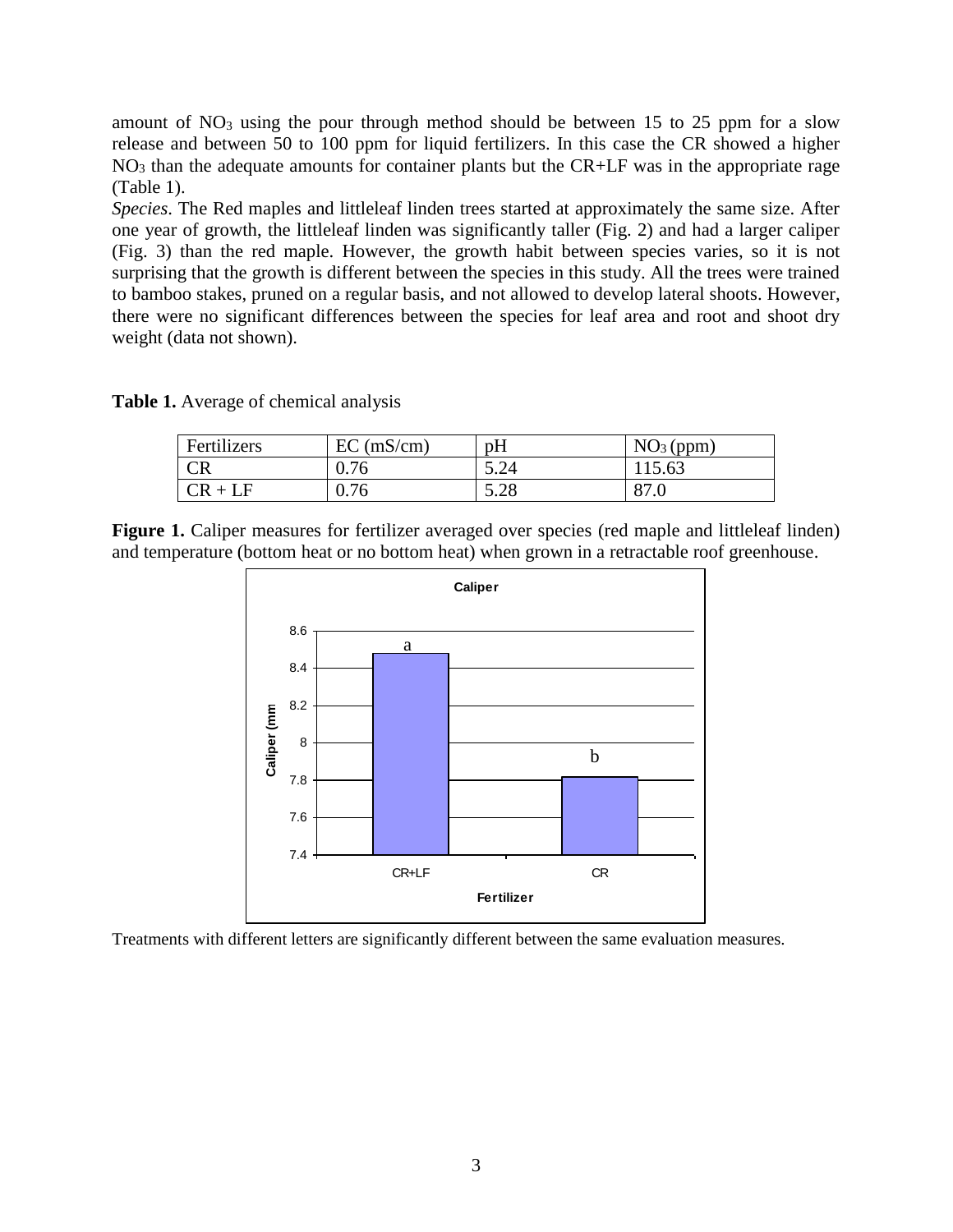amount of $NO_3$ using the pour through method should be between 15 to 25 ppm for a slow release and between 50 to 100 ppm for liquid fertilizers. In this case the CR showed a higher $NO_3$ than the adequate amounts for container plants but the CR+LF was in the appropriate rage (Table 1).

*Species*. The Red maples and littleleaf linden trees started at approximately the same size. After one year of growth, the littleleaf linden was significantly taller (Fig. 2) and had a larger caliper (Fig. 3) than the red maple. However, the growth habit between species varies, so it is not surprising that the growth is different between the species in this study. All the trees were trained to bamboo stakes, pruned on a regular basis, and not allowed to develop lateral shoots. However, there were no significant differences between the species for leaf area and root and shoot dry weight (data not shown).

**Table 1.** Average of chemical analysis

| Fertilizers | EC (mS/cm) | pH | $NO_3$ (ppm) |
| --- | --- | --- | --- |
| CR | 0.76 | 5.24 | 115.63 |
| CR + LF | 0.76 | 5.28 | 87.0 |

**Figure 1.** Caliper measures for fertilizer averaged over species (red maple and littleleaf linden) and temperature (bottom heat or no bottom heat) when grown in a retractable roof greenhouse.

Treatments with different letters are significantly different between the same evaluation measures.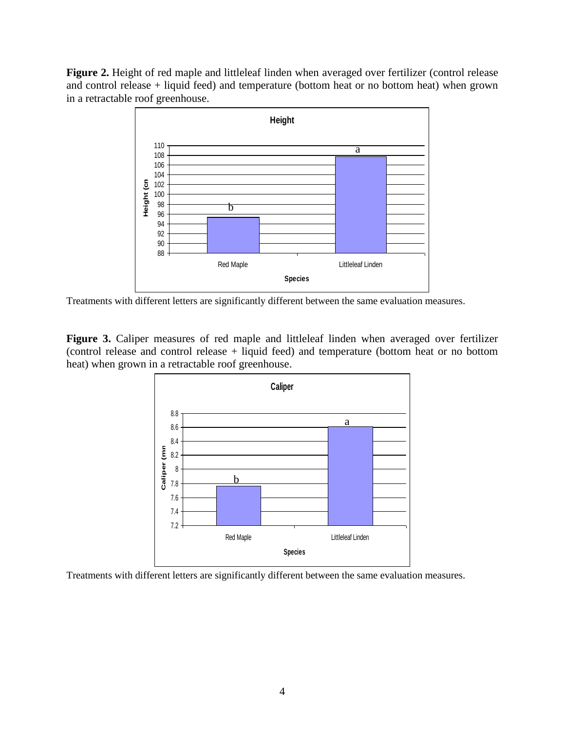**Figure 2.** Height of red maple and littleleaf linden when averaged over fertilizer (control release and control release + liquid feed) and temperature (bottom heat or no bottom heat) when grown in a retractable roof greenhouse.

Treatments with different letters are significantly different between the same evaluation measures.

**Figure 3.** Caliper measures of red maple and littleleaf linden when averaged over fertilizer (control release and control release + liquid feed) and temperature (bottom heat or no bottom heat) when grown in a retractable roof greenhouse.

Treatments with different letters are significantly different between the same evaluation measures.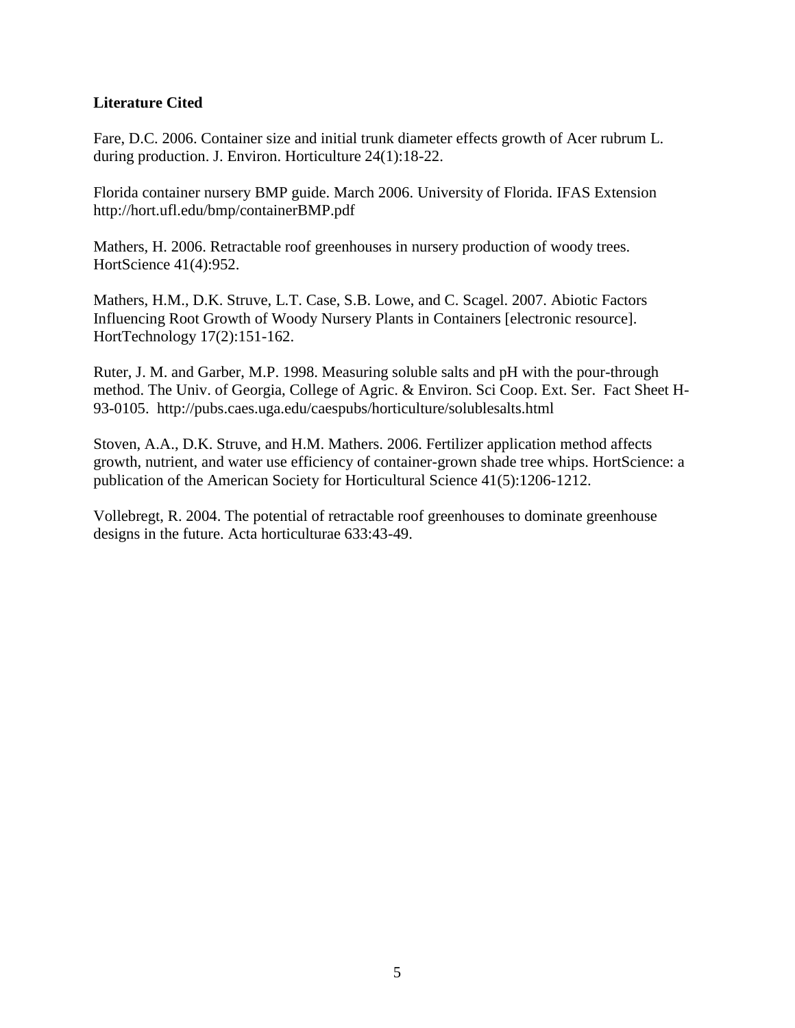**Literature Cited**

Fare, D.C. 2006. Container size and initial trunk diameter effects growth of Acer rubrum L. during production. J. Environ. Horticulture 24(1):18-22.

Florida container nursery BMP guide. March 2006. University of Florida. IFAS Extension http://hort.ufl.edu/bmp/containerBMP.pdf

Mathers, H. 2006. Retractable roof greenhouses in nursery production of woody trees. HortScience 41(4):952.

Mathers, H.M., D.K. Struve, L.T. Case, S.B. Lowe, and C. Scagel. 2007. Abiotic Factors Influencing Root Growth of Woody Nursery Plants in Containers [electronic resource]. HortTechnology 17(2):151-162.

Ruter, J. M. and Garber, M.P. 1998. Measuring soluble salts and pH with the pour-through method. The Univ. of Georgia, College of Agric. & Environ. Sci Coop. Ext. Ser. Fact Sheet H-93-0105. http://pubs.caes.uga.edu/caespubs/horticulture/solublesalts.html

Stoven, A.A., D.K. Struve, and H.M. Mathers. 2006. Fertilizer application method affects growth, nutrient, and water use efficiency of container-grown shade tree whips. HortScience: a publication of the American Society for Horticultural Science 41(5):1206-1212.

Vollebregt, R. 2004. The potential of retractable roof greenhouses to dominate greenhouse designs in the future. Acta horticulturae 633:43-49.